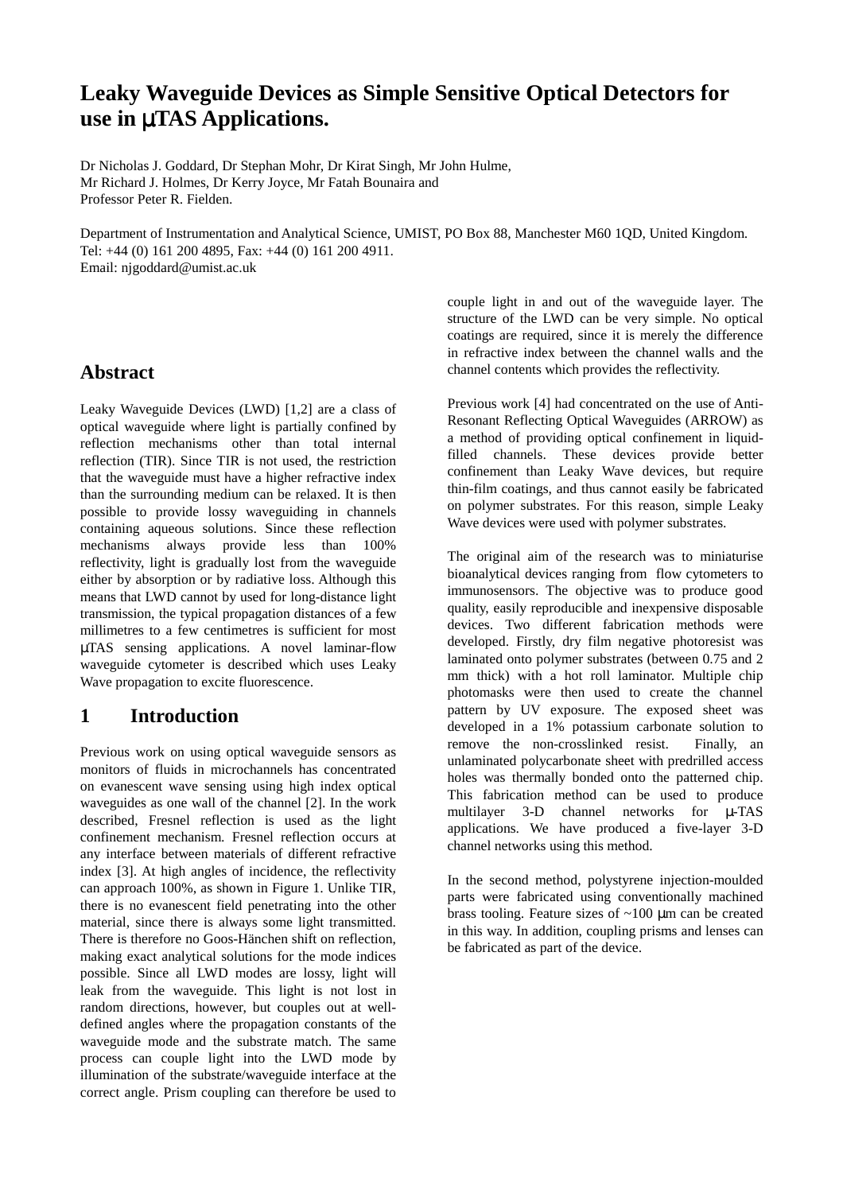# Leaky Waveguide Devices as Simple Sensitive Optical Detectors for use in μTAS Applications.

Dr Nicholas J. Goddard, Dr Stephan Mohr, Dr Kirat Singh, Mr John Hulme,
Mr Richard J. Holmes, Dr Kerry Joyce, Mr Fatah Bounaira and
Professor Peter R. Fielden.

Department of Instrumentation and Analytical Science, UMIST, PO Box 88, Manchester M60 1QD, United Kingdom.
Tel: +44 (0) 161 200 4895, Fax: +44 (0) 161 200 4911.
Email: njgoddard@umist.ac.uk

## Abstract

Leaky Waveguide Devices (LWD) [1,2] are a class of optical waveguide where light is partially confined by reflection mechanisms other than total internal reflection (TIR). Since TIR is not used, the restriction that the waveguide must have a higher refractive index than the surrounding medium can be relaxed. It is then possible to provide lossy waveguiding in channels containing aqueous solutions. Since these reflection mechanisms always provide less than 100% reflectivity, light is gradually lost from the waveguide either by absorption or by radiative loss. Although this means that LWD cannot by used for long-distance light transmission, the typical propagation distances of a few millimetres to a few centimetres is sufficient for most μTAS sensing applications. A novel laminar-flow waveguide cytometer is described which uses Leaky Wave propagation to excite fluorescence.

## 1 Introduction

Previous work on using optical waveguide sensors as monitors of fluids in microchannels has concentrated on evanescent wave sensing using high index optical waveguides as one wall of the channel [2]. In the work described, Fresnel reflection is used as the light confinement mechanism. Fresnel reflection occurs at any interface between materials of different refractive index [3]. At high angles of incidence, the reflectivity can approach 100%, as shown in Figure 1. Unlike TIR, there is no evanescent field penetrating into the other material, since there is always some light transmitted. There is therefore no Goos-Hänchen shift on reflection, making exact analytical solutions for the mode indices possible. Since all LWD modes are lossy, light will leak from the waveguide. This light is not lost in random directions, however, but couples out at well-defined angles where the propagation constants of the waveguide mode and the substrate match. The same process can couple light into the LWD mode by illumination of the substrate/waveguide interface at the correct angle. Prism coupling can therefore be used to couple light in and out of the waveguide layer. The structure of the LWD can be very simple. No optical coatings are required, since it is merely the difference in refractive index between the channel walls and the channel contents which provides the reflectivity.

Previous work [4] had concentrated on the use of Anti-Resonant Reflecting Optical Waveguides (ARROW) as a method of providing optical confinement in liquid-filled channels. These devices provide better confinement than Leaky Wave devices, but require thin-film coatings, and thus cannot easily be fabricated on polymer substrates. For this reason, simple Leaky Wave devices were used with polymer substrates.

The original aim of the research was to miniaturise bioanalytical devices ranging from flow cytometers to immunosensors. The objective was to produce good quality, easily reproducible and inexpensive disposable devices. Two different fabrication methods were developed. Firstly, dry film negative photoresist was laminated onto polymer substrates (between 0.75 and 2 mm thick) with a hot roll laminator. Multiple chip photomasks were then used to create the channel pattern by UV exposure. The exposed sheet was developed in a 1% potassium carbonate solution to remove the non-crosslinked resist. Finally, an unlaminated polycarbonate sheet with predrilled access holes was thermally bonded onto the patterned chip. This fabrication method can be used to produce multilayer 3-D channel networks for μ-TAS applications. We have produced a five-layer 3-D channel networks using this method.

In the second method, polystyrene injection-moulded parts were fabricated using conventionally machined brass tooling. Feature sizes of ~100 μm can be created in this way. In addition, coupling prisms and lenses can be fabricated as part of the device.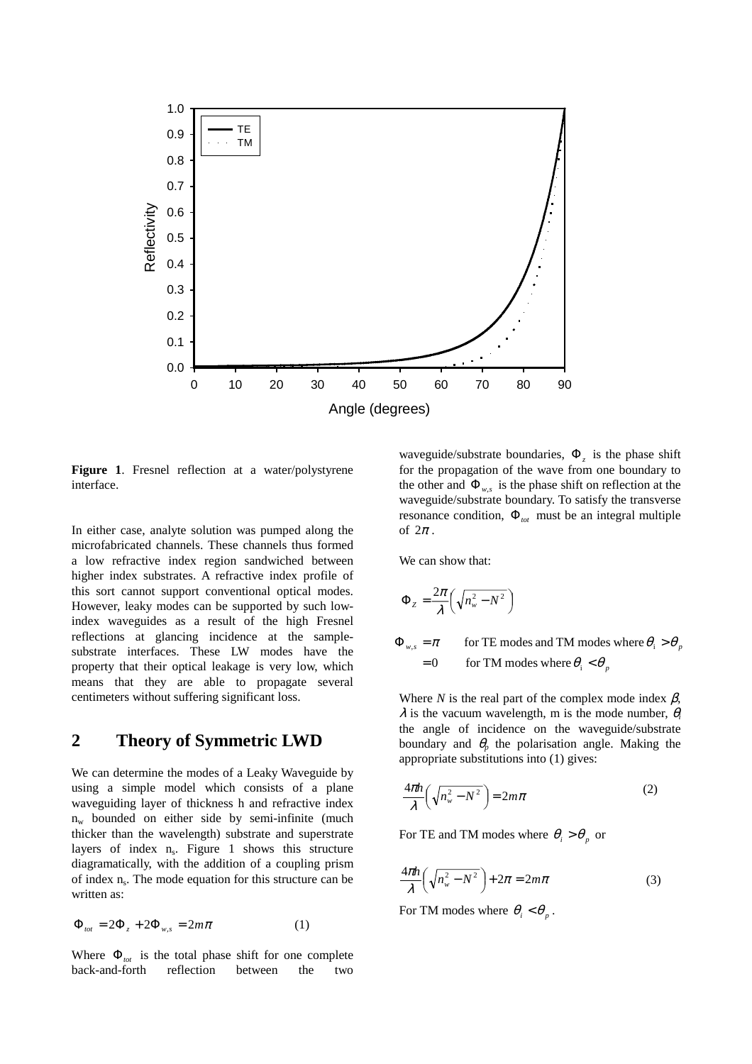**Figure 1**. Fresnel reflection at a water/polystyrene interface.

In either case, analyte solution was pumped along the microfabricated channels. These channels thus formed a low refractive index region sandwiched between higher index substrates. A refractive index profile of this sort cannot support conventional optical modes. However, leaky modes can be supported by such low-index waveguides as a result of the high Fresnel reflections at glancing incidence at the sample-substrate interfaces. These LW modes have the property that their optical leakage is very low, which means that they are able to propagate several centimeters without suffering significant loss.

## 2 Theory of Symmetric LWD

We can determine the modes of a Leaky Waveguide by using a simple model which consists of a plane waveguiding layer of thickness h and refractive index $n_w$ bounded on either side by semi-infinite (much thicker than the wavelength) substrate and superstrate layers of index $n_s$. Figure 1 shows this structure diagramatically, with the addition of a coupling prism of index $n_s$. The mode equation for this structure can be written as:

$$\Phi_{tot} = 2\Phi_z + 2\Phi_{w,s} = 2m\pi \qquad (1)$$

Where $\Phi_{tot}$ is the total phase shift for one complete back-and-forth reflection between the two waveguide/substrate boundaries, $\Phi_z$ is the phase shift for the propagation of the wave from one boundary to the other and $\Phi_{w,s}$ is the phase shift on reflection at the waveguide/substrate boundary. To satisfy the transverse resonance condition, $\Phi_{tot}$ must be an integral multiple of $2\pi$.

We can show that:

$$\Phi_Z = \frac{2\pi}{\lambda}\left(\sqrt{n_w^2 - N^2}\right)$$

$$\Phi_{w,s} = \pi \qquad \text{for TE modes and TM modes where } \theta_i > \theta_p$$

$$= 0 \qquad \text{for TM modes where } \theta_i < \theta_p$$

Where *N* is the real part of the complex mode index $\beta$, $\lambda$ is the vacuum wavelength, m is the mode number, $\theta_i$ the angle of incidence on the waveguide/substrate boundary and $\theta_p$ the polarisation angle. Making the appropriate substitutions into (1) gives:

$$\frac{4\pi h}{\lambda}\left(\sqrt{n_w^2 - N^2}\right) = 2m\pi \qquad (2)$$

For TE and TM modes where $\theta_i > \theta_p$ or

$$\frac{4\pi h}{\lambda}\left(\sqrt{n_w^2 - N^2}\right) + 2\pi = 2m\pi \qquad (3)$$

For TM modes where $\theta_i < \theta_p$.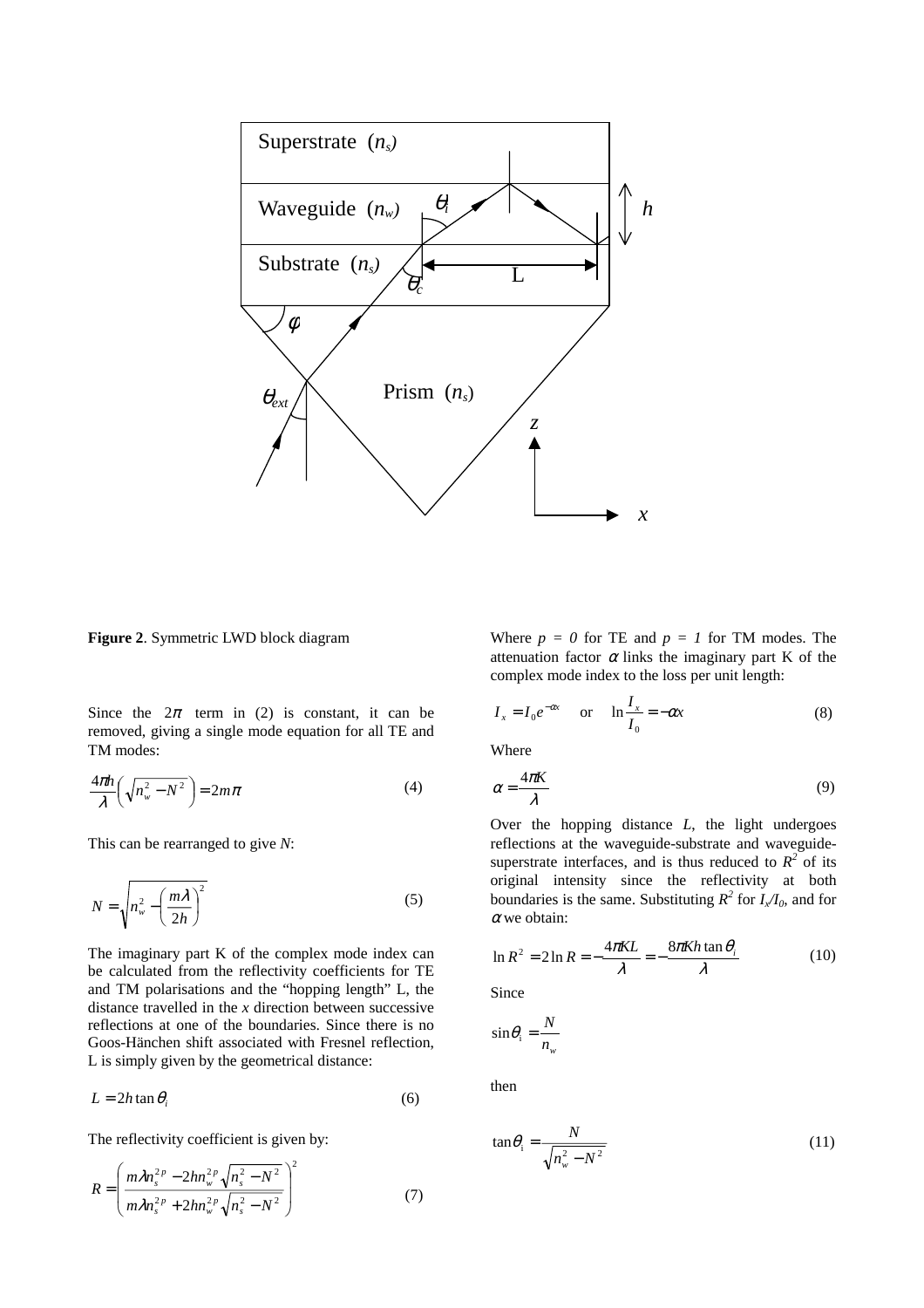**Figure 2**. Symmetric LWD block diagram

Since the $2\pi$ term in (2) is constant, it can be removed, giving a single mode equation for all TE and TM modes:

$$\frac{4\pi h}{\lambda}\left(\sqrt{n_w^2 - N^2}\right) = 2m\pi \tag{4}$$

This can be rearranged to give $N$:

$$N = \sqrt{n_w^2 - \left(\frac{m\lambda}{2h}\right)^2} \tag{5}$$

The imaginary part K of the complex mode index can be calculated from the reflectivity coefficients for TE and TM polarisations and the "hopping length" L, the distance travelled in the $x$ direction between successive reflections at one of the boundaries. Since there is no Goos-Hänchen shift associated with Fresnel reflection, L is simply given by the geometrical distance:

$$L = 2h\tan\theta_i \tag{6}$$

The reflectivity coefficient is given by:

$$R = \left(\frac{m\lambda n_s^{2p} - 2hn_w^{2p}\sqrt{n_s^2 - N^2}}{m\lambda n_s^{2p} + 2hn_w^{2p}\sqrt{n_s^2 - N^2}}\right)^2 \tag{7}$$

Where $p = 0$ for TE and $p = 1$ for TM modes. The attenuation factor $\alpha$ links the imaginary part K of the complex mode index to the loss per unit length:

$$I_x = I_0 e^{-\alpha x} \quad \text{or} \quad \ln\frac{I_x}{I_0} = -\alpha x \tag{8}$$

Where

$$\alpha = \frac{4\pi K}{\lambda} \tag{9}$$

Over the hopping distance $L$, the light undergoes reflections at the waveguide-substrate and waveguide-superstrate interfaces, and is thus reduced to $R^2$ of its original intensity since the reflectivity at both boundaries is the same. Substituting $R^2$ for $I_x/I_0$, and for $\alpha$ we obtain:

$$\ln R^2 = 2\ln R = -\frac{4\pi KL}{\lambda} = -\frac{8\pi Kh\tan\theta_i}{\lambda} \tag{10}$$

Since

$$\sin\theta_i = \frac{N}{n_w}$$

then

$$\tan\theta_i = \frac{N}{\sqrt{n_w^2 - N^2}} \tag{11}$$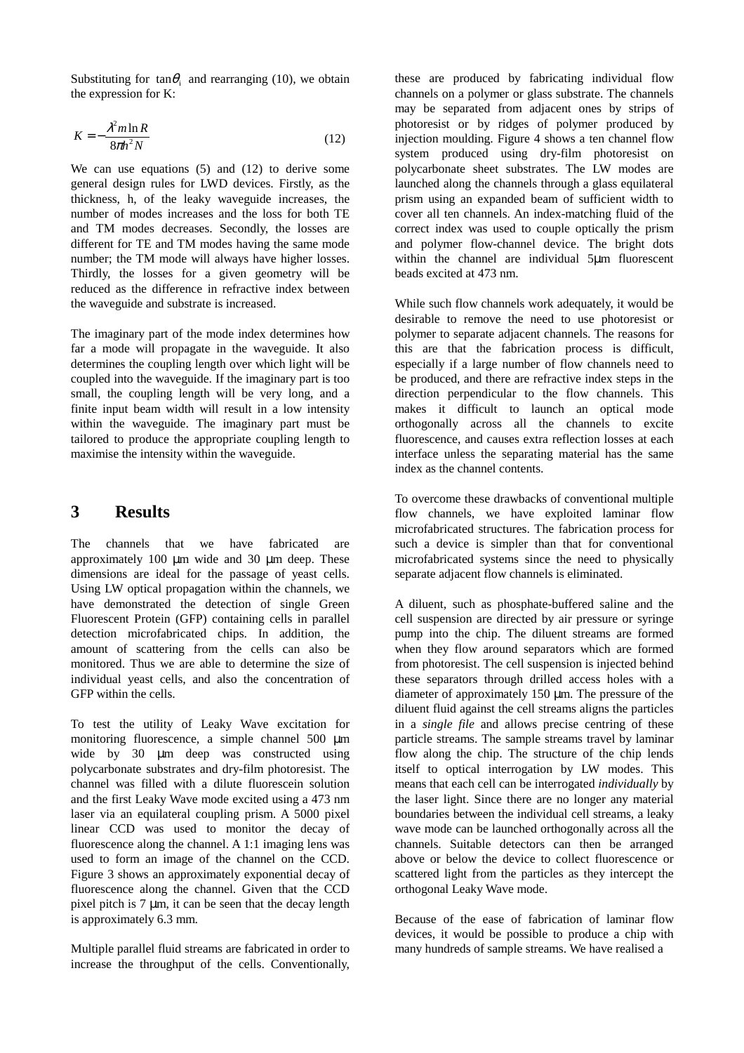Substituting for $\tan\theta_i$ and rearranging (10), we obtain the expression for K:

$$K = -\frac{\lambda^2 m \ln R}{8\pi h^2 N} \qquad (12)$$

We can use equations (5) and (12) to derive some general design rules for LWD devices. Firstly, as the thickness, h, of the leaky waveguide increases, the number of modes increases and the loss for both TE and TM modes decreases. Secondly, the losses are different for TE and TM modes having the same mode number; the TM mode will always have higher losses. Thirdly, the losses for a given geometry will be reduced as the difference in refractive index between the waveguide and substrate is increased.

The imaginary part of the mode index determines how far a mode will propagate in the waveguide. It also determines the coupling length over which light will be coupled into the waveguide. If the imaginary part is too small, the coupling length will be very long, and a finite input beam width will result in a low intensity within the waveguide. The imaginary part must be tailored to produce the appropriate coupling length to maximise the intensity within the waveguide.

## 3 Results

The channels that we have fabricated are approximately 100 μm wide and 30 μm deep. These dimensions are ideal for the passage of yeast cells. Using LW optical propagation within the channels, we have demonstrated the detection of single Green Fluorescent Protein (GFP) containing cells in parallel detection microfabricated chips. In addition, the amount of scattering from the cells can also be monitored. Thus we are able to determine the size of individual yeast cells, and also the concentration of GFP within the cells.

To test the utility of Leaky Wave excitation for monitoring fluorescence, a simple channel 500 μm wide by 30 μm deep was constructed using polycarbonate substrates and dry-film photoresist. The channel was filled with a dilute fluorescein solution and the first Leaky Wave mode excited using a 473 nm laser via an equilateral coupling prism. A 5000 pixel linear CCD was used to monitor the decay of fluorescence along the channel. A 1:1 imaging lens was used to form an image of the channel on the CCD. Figure 3 shows an approximately exponential decay of fluorescence along the channel. Given that the CCD pixel pitch is 7 μm, it can be seen that the decay length is approximately 6.3 mm.

Multiple parallel fluid streams are fabricated in order to increase the throughput of the cells. Conventionally, these are produced by fabricating individual flow channels on a polymer or glass substrate. The channels may be separated from adjacent ones by strips of photoresist or by ridges of polymer produced by injection moulding. Figure 4 shows a ten channel flow system produced using dry-film photoresist on polycarbonate sheet substrates. The LW modes are launched along the channels through a glass equilateral prism using an expanded beam of sufficient width to cover all ten channels. An index-matching fluid of the correct index was used to couple optically the prism and polymer flow-channel device. The bright dots within the channel are individual 5μm fluorescent beads excited at 473 nm.

While such flow channels work adequately, it would be desirable to remove the need to use photoresist or polymer to separate adjacent channels. The reasons for this are that the fabrication process is difficult, especially if a large number of flow channels need to be produced, and there are refractive index steps in the direction perpendicular to the flow channels. This makes it difficult to launch an optical mode orthogonally across all the channels to excite fluorescence, and causes extra reflection losses at each interface unless the separating material has the same index as the channel contents.

To overcome these drawbacks of conventional multiple flow channels, we have exploited laminar flow microfabricated structures. The fabrication process for such a device is simpler than that for conventional microfabricated systems since the need to physically separate adjacent flow channels is eliminated.

A diluent, such as phosphate-buffered saline and the cell suspension are directed by air pressure or syringe pump into the chip. The diluent streams are formed when they flow around separators which are formed from photoresist. The cell suspension is injected behind these separators through drilled access holes with a diameter of approximately 150 μm. The pressure of the diluent fluid against the cell streams aligns the particles in a *single file* and allows precise centring of these particle streams. The sample streams travel by laminar flow along the chip. The structure of the chip lends itself to optical interrogation by LW modes. This means that each cell can be interrogated *individually* by the laser light. Since there are no longer any material boundaries between the individual cell streams, a leaky wave mode can be launched orthogonally across all the channels. Suitable detectors can then be arranged above or below the device to collect fluorescence or scattered light from the particles as they intercept the orthogonal Leaky Wave mode.

Because of the ease of fabrication of laminar flow devices, it would be possible to produce a chip with many hundreds of sample streams. We have realised a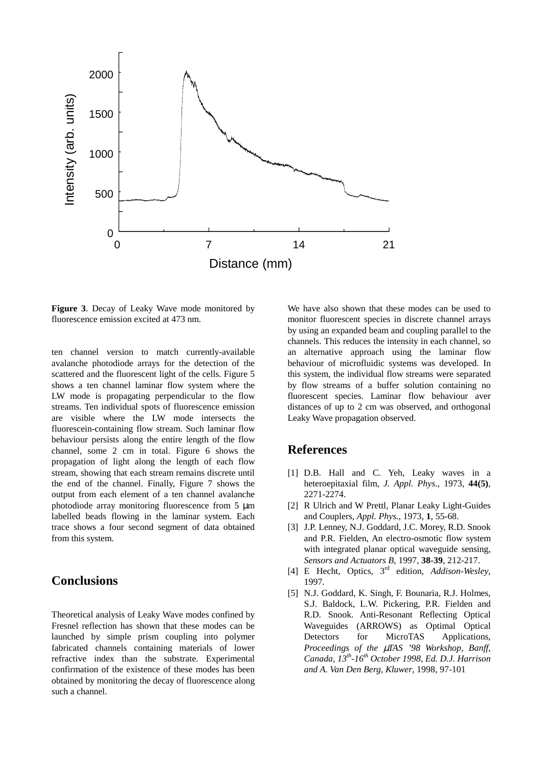**Figure 3**. Decay of Leaky Wave mode monitored by fluorescence emission excited at 473 nm.

ten channel version to match currently-available avalanche photodiode arrays for the detection of the scattered and the fluorescent light of the cells. Figure 5 shows a ten channel laminar flow system where the LW mode is propagating perpendicular to the flow streams. Ten individual spots of fluorescence emission are visible where the LW mode intersects the fluorescein-containing flow stream. Such laminar flow behaviour persists along the entire length of the flow channel, some 2 cm in total. Figure 6 shows the propagation of light along the length of each flow stream, showing that each stream remains discrete until the end of the channel. Finally, Figure 7 shows the output from each element of a ten channel avalanche photodiode array monitoring fluorescence from 5 μm labelled beads flowing in the laminar system. Each trace shows a four second segment of data obtained from this system.

## Conclusions

Theoretical analysis of Leaky Wave modes confined by Fresnel reflection has shown that these modes can be launched by simple prism coupling into polymer fabricated channels containing materials of lower refractive index than the substrate. Experimental confirmation of the existence of these modes has been obtained by monitoring the decay of fluorescence along such a channel.

We have also shown that these modes can be used to monitor fluorescent species in discrete channel arrays by using an expanded beam and coupling parallel to the channels. This reduces the intensity in each channel, so an alternative approach using the laminar flow behaviour of microfluidic systems was developed. In this system, the individual flow streams were separated by flow streams of a buffer solution containing no fluorescent species. Laminar flow behaviour aver distances of up to 2 cm was observed, and orthogonal Leaky Wave propagation observed.

## References

[1] D.B. Hall and C. Yeh, Leaky waves in a heteroepitaxial film, *J. Appl. Phys.*, 1973, **44(5)**, 2271-2274.

[2] R Ulrich and W Prettl, Planar Leaky Light-Guides and Couplers, *Appl. Phys.*, 1973, **1**, 55-68.

[3] J.P. Lenney, N.J. Goddard, J.C. Morey, R.D. Snook and P.R. Fielden, An electro-osmotic flow system with integrated planar optical waveguide sensing, *Sensors and Actuators B*, 1997, **38-39**, 212-217.

[4] E Hecht, Optics, 3rd edition, *Addison-Wesley*, 1997.

[5] N.J. Goddard, K. Singh, F. Bounaria, R.J. Holmes, S.J. Baldock, L.W. Pickering, P.R. Fielden and R.D. Snook. Anti-Resonant Reflecting Optical Waveguides (ARROWS) as Optimal Optical Detectors for MicroTAS Applications, *Proceedings of the μTAS '98 Workshop, Banff, Canada, 13th-16th October 1998, Ed. D.J. Harrison and A. Van Den Berg, Kluwer*, 1998, 97-101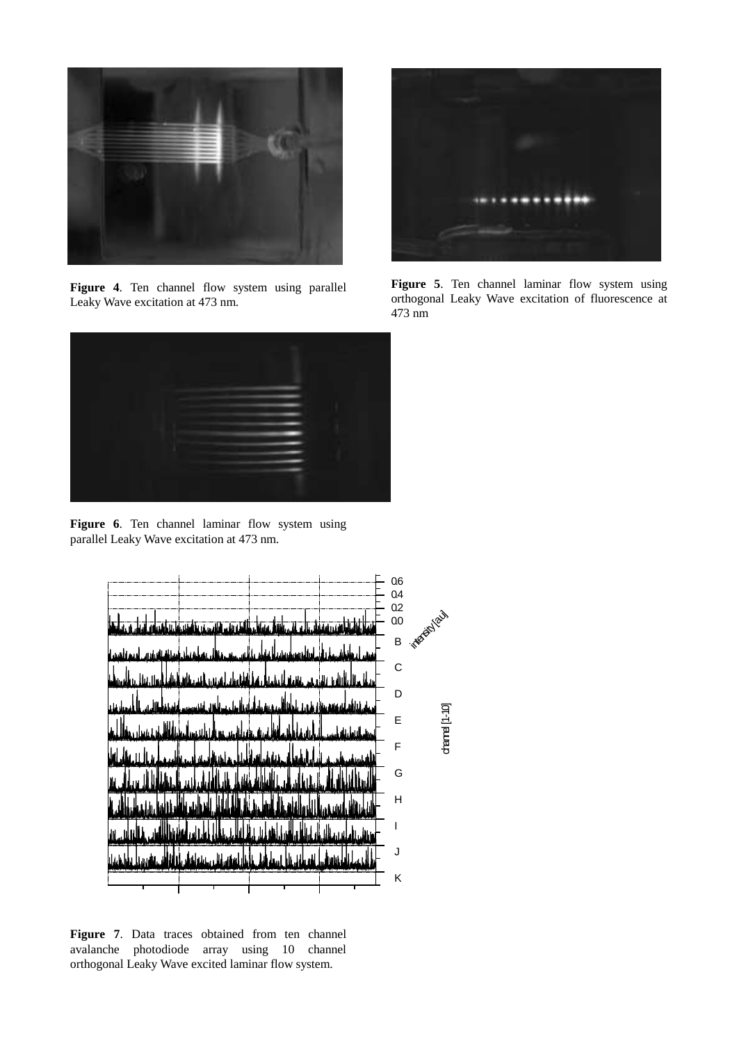**Figure 4**. Ten channel flow system using parallel Leaky Wave excitation at 473 nm.

**Figure 5**. Ten channel laminar flow system using orthogonal Leaky Wave excitation of fluorescence at 473 nm

**Figure 6**. Ten channel laminar flow system using parallel Leaky Wave excitation at 473 nm.

0.6
0.4
0.2
0.0
intensity [a.u.]
B
C
D
E
F
G
H
I
J
K
channel [1-10]

**Figure 7**. Data traces obtained from ten channel avalanche photodiode array using 10 channel orthogonal Leaky Wave excited laminar flow system.